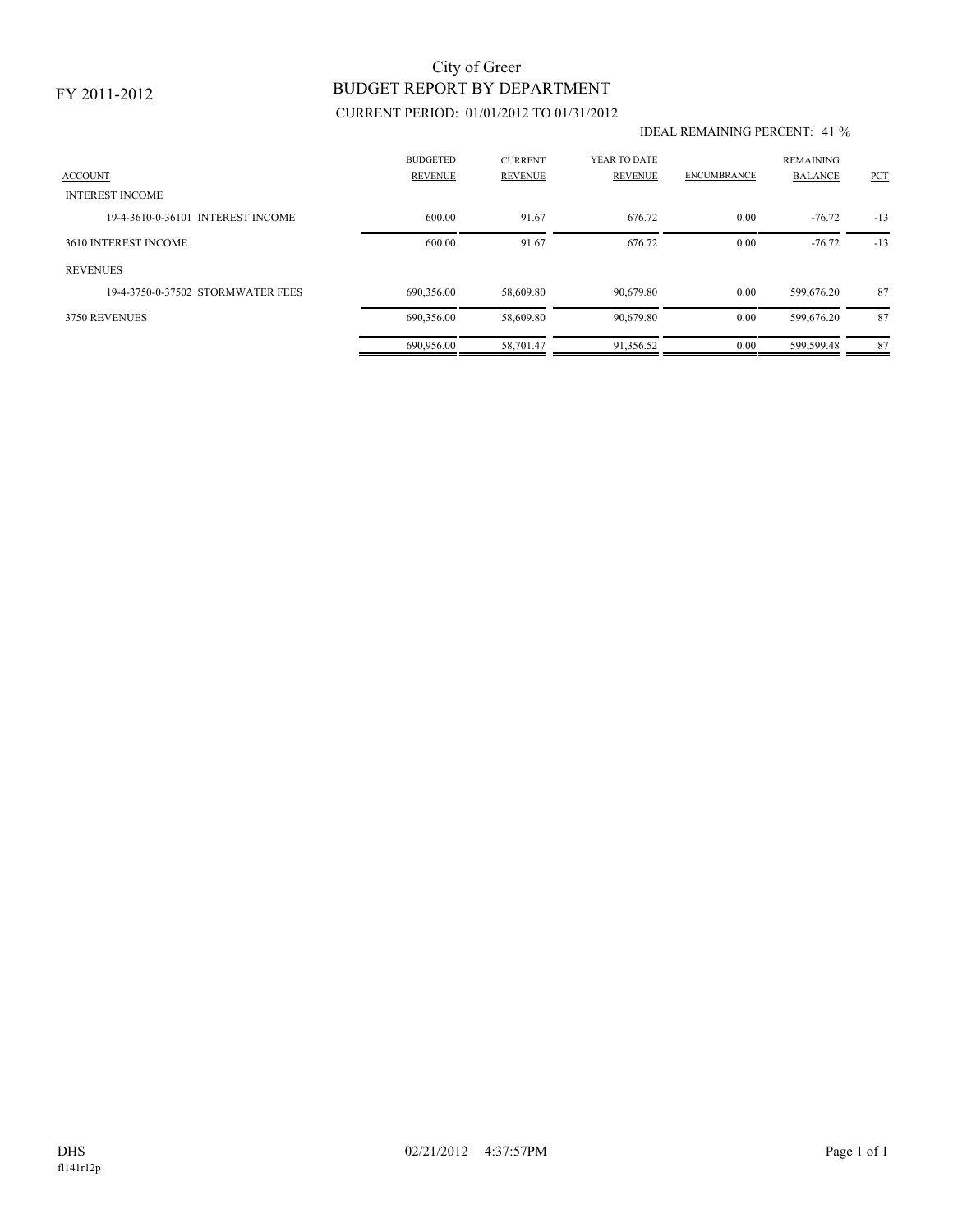FY 2011-2012

# City of Greer
## BUDGET REPORT BY DEPARTMENT

CURRENT PERIOD: 01/01/2012 TO 01/31/2012

IDEAL REMAINING PERCENT: 41 %

| ACCOUNT | BUDGETED REVENUE | CURRENT REVENUE | YEAR TO DATE REVENUE | ENCUMBRANCE | REMAINING BALANCE | PCT |
|---|---|---|---|---|---|---|
| INTEREST INCOME | | | | | | |
| 19-4-3610-0-36101 INTEREST INCOME | 600.00 | 91.67 | 676.72 | 0.00 | -76.72 | -13 |
| 3610 INTEREST INCOME | 600.00 | 91.67 | 676.72 | 0.00 | -76.72 | -13 |
| REVENUES | | | | | | |
| 19-4-3750-0-37502 STORMWATER FEES | 690,356.00 | 58,609.80 | 90,679.80 | 0.00 | 599,676.20 | 87 |
| 3750 REVENUES | 690,356.00 | 58,609.80 | 90,679.80 | 0.00 | 599,676.20 | 87 |
| | 690,956.00 | 58,701.47 | 91,356.52 | 0.00 | 599,599.48 | 87 |

DHS 02/21/2012 4:37:57PM

fl141r12p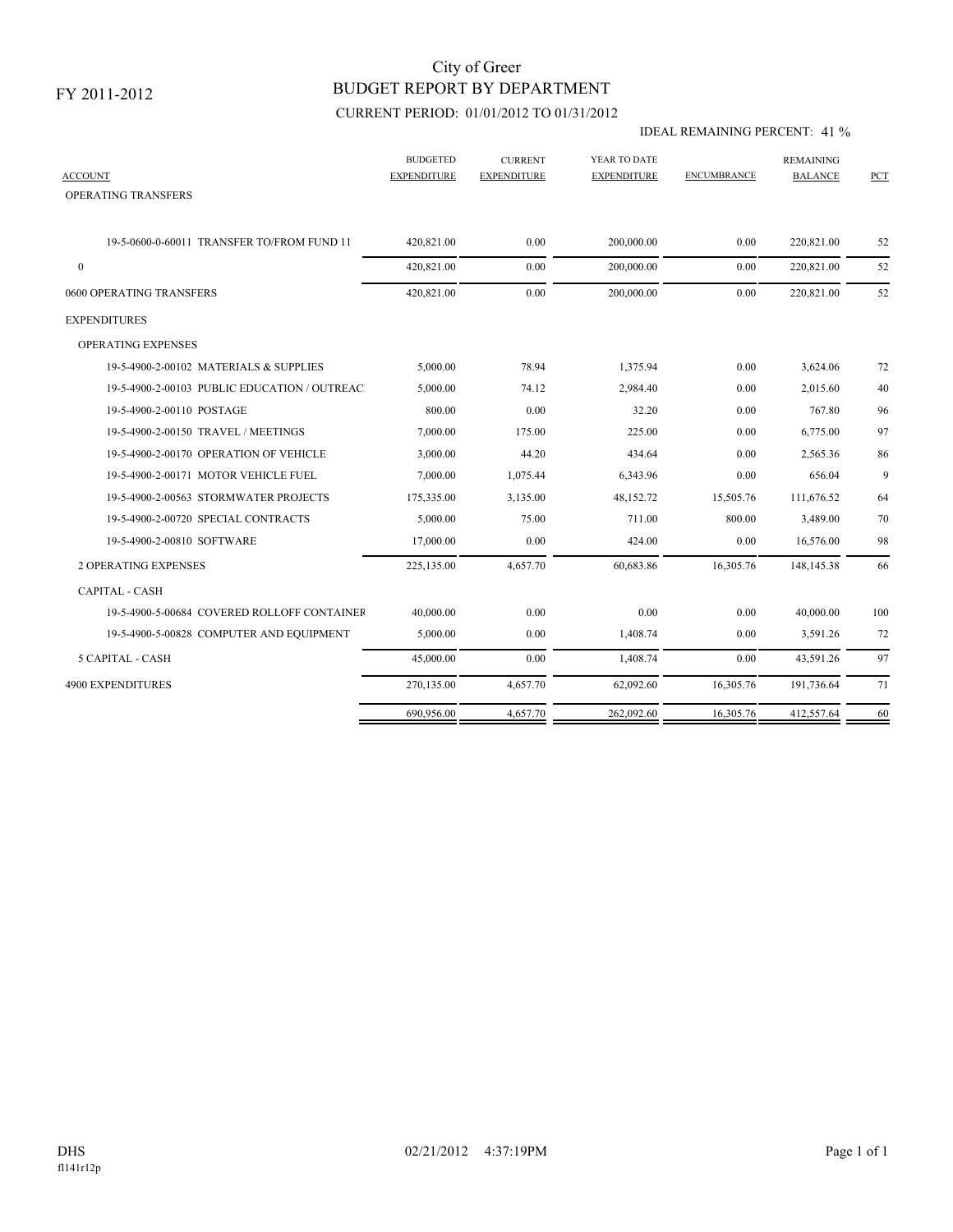FY 2011-2012

# City of Greer
## BUDGET REPORT BY DEPARTMENT
### CURRENT PERIOD: 01/01/2012 TO 01/31/2012

IDEAL REMAINING PERCENT: 41 %

| ACCOUNT | BUDGETED EXPENDITURE | CURRENT EXPENDITURE | YEAR TO DATE EXPENDITURE | ENCUMBRANCE | REMAINING BALANCE | PCT |
|---|---|---|---|---|---|---|
| OPERATING TRANSFERS | | | | | | |
| 19-5-0600-0-60011 TRANSFER TO/FROM FUND 11 | 420,821.00 | 0.00 | 200,000.00 | 0.00 | 220,821.00 | 52 |
| 0 | 420,821.00 | 0.00 | 200,000.00 | 0.00 | 220,821.00 | 52 |
| 0600 OPERATING TRANSFERS | 420,821.00 | 0.00 | 200,000.00 | 0.00 | 220,821.00 | 52 |
| EXPENDITURES | | | | | | |
| OPERATING EXPENSES | | | | | | |
| 19-5-4900-2-00102 MATERIALS & SUPPLIES | 5,000.00 | 78.94 | 1,375.94 | 0.00 | 3,624.06 | 72 |
| 19-5-4900-2-00103 PUBLIC EDUCATION / OUTREAC | 5,000.00 | 74.12 | 2,984.40 | 0.00 | 2,015.60 | 40 |
| 19-5-4900-2-00110 POSTAGE | 800.00 | 0.00 | 32.20 | 0.00 | 767.80 | 96 |
| 19-5-4900-2-00150 TRAVEL / MEETINGS | 7,000.00 | 175.00 | 225.00 | 0.00 | 6,775.00 | 97 |
| 19-5-4900-2-00170 OPERATION OF VEHICLE | 3,000.00 | 44.20 | 434.64 | 0.00 | 2,565.36 | 86 |
| 19-5-4900-2-00171 MOTOR VEHICLE FUEL | 7,000.00 | 1,075.44 | 6,343.96 | 0.00 | 656.04 | 9 |
| 19-5-4900-2-00563 STORMWATER PROJECTS | 175,335.00 | 3,135.00 | 48,152.72 | 15,505.76 | 111,676.52 | 64 |
| 19-5-4900-2-00720 SPECIAL CONTRACTS | 5,000.00 | 75.00 | 711.00 | 800.00 | 3,489.00 | 70 |
| 19-5-4900-2-00810 SOFTWARE | 17,000.00 | 0.00 | 424.00 | 0.00 | 16,576.00 | 98 |
| 2 OPERATING EXPENSES | 225,135.00 | 4,657.70 | 60,683.86 | 16,305.76 | 148,145.38 | 66 |
| CAPITAL - CASH | | | | | | |
| 19-5-4900-5-00684 COVERED ROLLOFF CONTAINER | 40,000.00 | 0.00 | 0.00 | 0.00 | 40,000.00 | 100 |
| 19-5-4900-5-00828 COMPUTER AND EQUIPMENT | 5,000.00 | 0.00 | 1,408.74 | 0.00 | 3,591.26 | 72 |
| 5 CAPITAL - CASH | 45,000.00 | 0.00 | 1,408.74 | 0.00 | 43,591.26 | 97 |
| 4900 EXPENDITURES | 270,135.00 | 4,657.70 | 62,092.60 | 16,305.76 | 191,736.64 | 71 |
| | 690,956.00 | 4,657.70 | 262,092.60 | 16,305.76 | 412,557.64 | 60 |

DHS 02/21/2012 4:37:19PM
fl141r12p